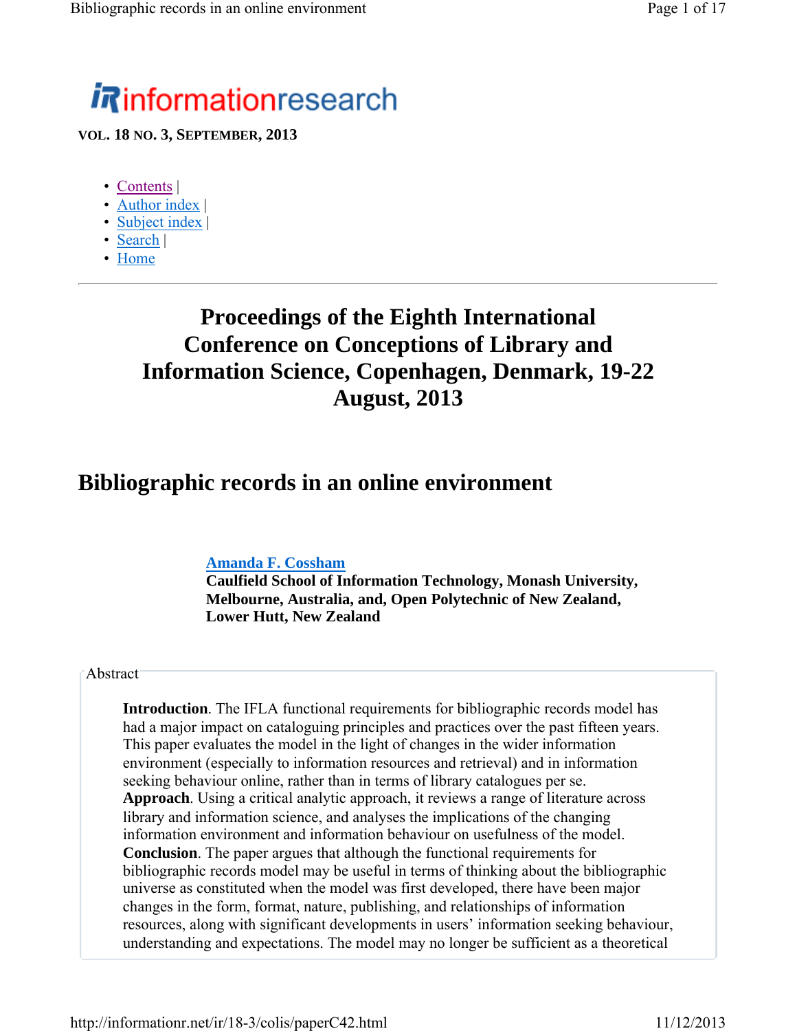# informationresearch

**VOL. 18 NO. 3, SEPTEMBER, 2013**

- Contents |
- Author index |
- Subject index |
- Search |
- Home

---

## Proceedings of the Eighth International Conference on Conceptions of Library and Information Science, Copenhagen, Denmark, 19-22 August, 2013

# Bibliographic records in an online environment

**Amanda F. Cossham**
**Caulfield School of Information Technology, Monash University, Melbourne, Australia, and, Open Polytechnic of New Zealand, Lower Hutt, New Zealand**

Abstract

**Introduction**. The IFLA functional requirements for bibliographic records model has had a major impact on cataloguing principles and practices over the past fifteen years. This paper evaluates the model in the light of changes in the wider information environment (especially to information resources and retrieval) and in information seeking behaviour online, rather than in terms of library catalogues per se.
**Approach**. Using a critical analytic approach, it reviews a range of literature across library and information science, and analyses the implications of the changing information environment and information behaviour on usefulness of the model.
**Conclusion**. The paper argues that although the functional requirements for bibliographic records model may be useful in terms of thinking about the bibliographic universe as constituted when the model was first developed, there have been major changes in the form, format, nature, publishing, and relationships of information resources, along with significant developments in users' information seeking behaviour, understanding and expectations. The model may no longer be sufficient as a theoretical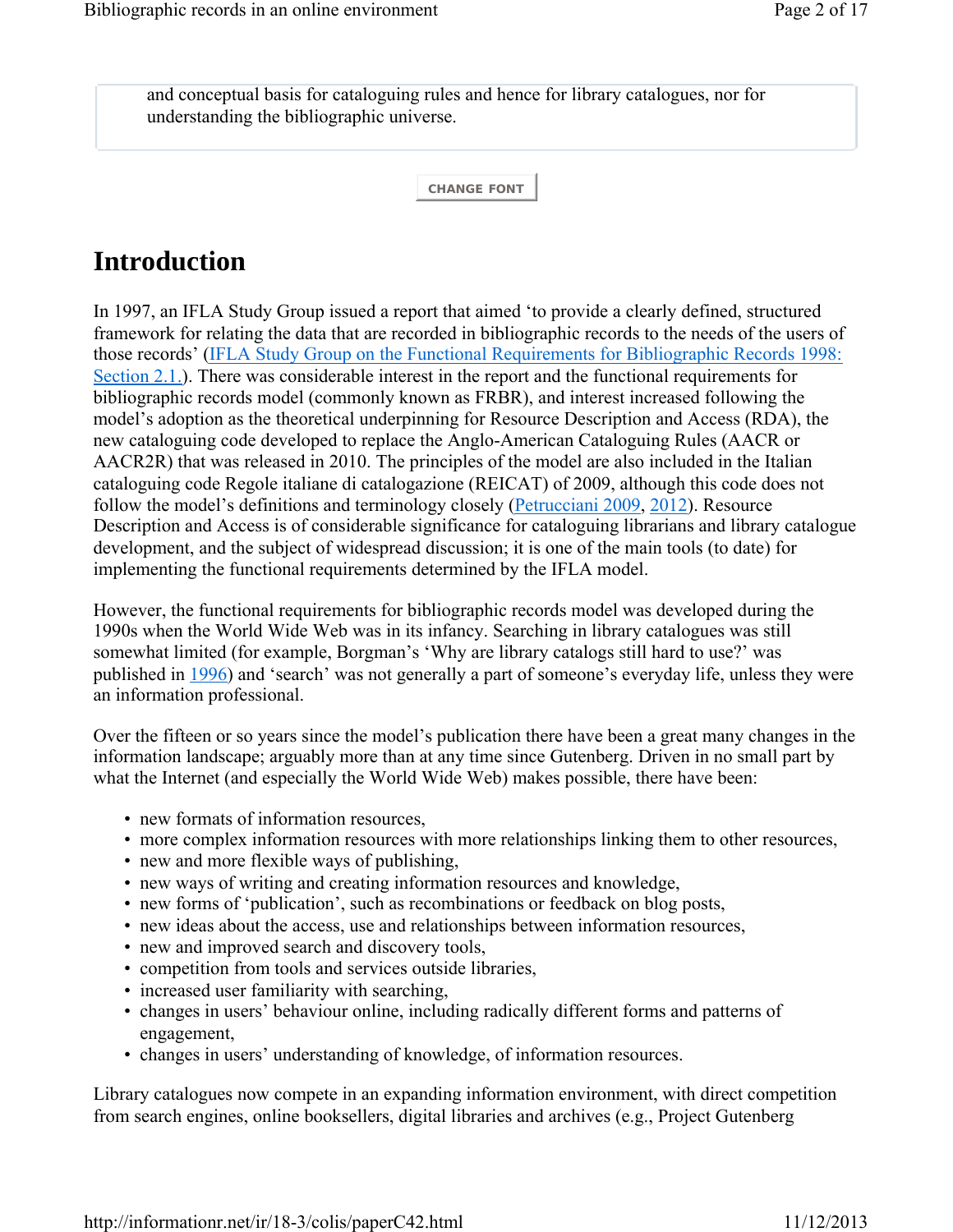and conceptual basis for cataloguing rules and hence for library catalogues, nor for understanding the bibliographic universe.

CHANGE FONT

# Introduction

In 1997, an IFLA Study Group issued a report that aimed 'to provide a clearly defined, structured framework for relating the data that are recorded in bibliographic records to the needs of the users of those records' (IFLA Study Group on the Functional Requirements for Bibliographic Records 1998: Section 2.1.). There was considerable interest in the report and the functional requirements for bibliographic records model (commonly known as FRBR), and interest increased following the model's adoption as the theoretical underpinning for Resource Description and Access (RDA), the new cataloguing code developed to replace the Anglo-American Cataloguing Rules (AACR or AACR2R) that was released in 2010. The principles of the model are also included in the Italian cataloguing code Regole italiane di catalogazione (REICAT) of 2009, although this code does not follow the model's definitions and terminology closely (Petrucciani 2009, 2012). Resource Description and Access is of considerable significance for cataloguing librarians and library catalogue development, and the subject of widespread discussion; it is one of the main tools (to date) for implementing the functional requirements determined by the IFLA model.

However, the functional requirements for bibliographic records model was developed during the 1990s when the World Wide Web was in its infancy. Searching in library catalogues was still somewhat limited (for example, Borgman's 'Why are library catalogs still hard to use?' was published in 1996) and 'search' was not generally a part of someone's everyday life, unless they were an information professional.

Over the fifteen or so years since the model's publication there have been a great many changes in the information landscape; arguably more than at any time since Gutenberg. Driven in no small part by what the Internet (and especially the World Wide Web) makes possible, there have been:

- new formats of information resources,
- more complex information resources with more relationships linking them to other resources,
- new and more flexible ways of publishing,
- new ways of writing and creating information resources and knowledge,
- new forms of 'publication', such as recombinations or feedback on blog posts,
- new ideas about the access, use and relationships between information resources,
- new and improved search and discovery tools,
- competition from tools and services outside libraries,
- increased user familiarity with searching,
- changes in users' behaviour online, including radically different forms and patterns of engagement,
- changes in users' understanding of knowledge, of information resources.

Library catalogues now compete in an expanding information environment, with direct competition from search engines, online booksellers, digital libraries and archives (e.g., Project Gutenberg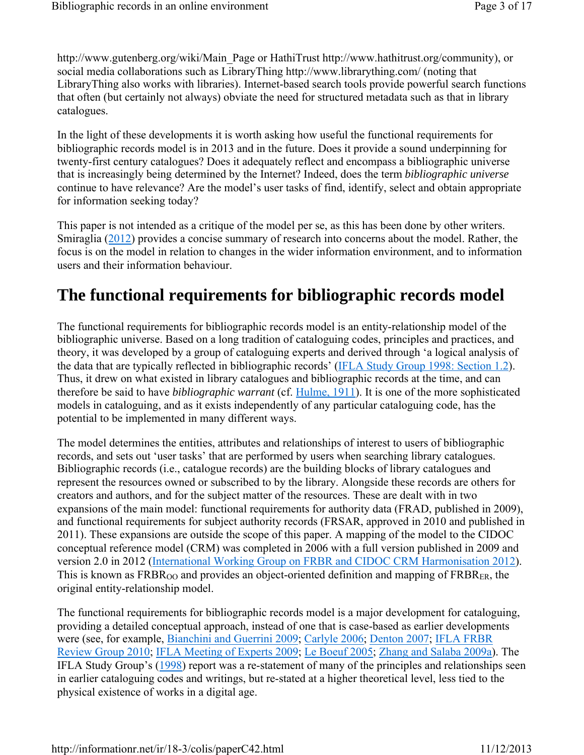http://www.gutenberg.org/wiki/Main_Page or HathiTrust http://www.hathitrust.org/community), or social media collaborations such as LibraryThing http://www.librarything.com/ (noting that LibraryThing also works with libraries). Internet-based search tools provide powerful search functions that often (but certainly not always) obviate the need for structured metadata such as that in library catalogues.

In the light of these developments it is worth asking how useful the functional requirements for bibliographic records model is in 2013 and in the future. Does it provide a sound underpinning for twenty-first century catalogues? Does it adequately reflect and encompass a bibliographic universe that is increasingly being determined by the Internet? Indeed, does the term *bibliographic universe* continue to have relevance? Are the model's user tasks of find, identify, select and obtain appropriate for information seeking today?

This paper is not intended as a critique of the model per se, as this has been done by other writers. Smiraglia (2012) provides a concise summary of research into concerns about the model. Rather, the focus is on the model in relation to changes in the wider information environment, and to information users and their information behaviour.

# The functional requirements for bibliographic records model

The functional requirements for bibliographic records model is an entity-relationship model of the bibliographic universe. Based on a long tradition of cataloguing codes, principles and practices, and theory, it was developed by a group of cataloguing experts and derived through 'a logical analysis of the data that are typically reflected in bibliographic records' (IFLA Study Group 1998: Section 1.2). Thus, it drew on what existed in library catalogues and bibliographic records at the time, and can therefore be said to have *bibliographic warrant* (cf. Hulme, 1911). It is one of the more sophisticated models in cataloguing, and as it exists independently of any particular cataloguing code, has the potential to be implemented in many different ways.

The model determines the entities, attributes and relationships of interest to users of bibliographic records, and sets out 'user tasks' that are performed by users when searching library catalogues. Bibliographic records (i.e., catalogue records) are the building blocks of library catalogues and represent the resources owned or subscribed to by the library. Alongside these records are others for creators and authors, and for the subject matter of the resources. These are dealt with in two expansions of the main model: functional requirements for authority data (FRAD, published in 2009), and functional requirements for subject authority records (FRSAR, approved in 2010 and published in 2011). These expansions are outside the scope of this paper. A mapping of the model to the CIDOC conceptual reference model (CRM) was completed in 2006 with a full version published in 2009 and version 2.0 in 2012 (International Working Group on FRBR and CIDOC CRM Harmonisation 2012). This is known as $\text{FRBR}_{\text{OO}}$ and provides an object-oriented definition and mapping of $\text{FRBR}_{\text{ER}}$, the original entity-relationship model.

The functional requirements for bibliographic records model is a major development for cataloguing, providing a detailed conceptual approach, instead of one that is case-based as earlier developments were (see, for example, Bianchini and Guerrini 2009; Carlyle 2006; Denton 2007; IFLA FRBR Review Group 2010; IFLA Meeting of Experts 2009; Le Boeuf 2005; Zhang and Salaba 2009a). The IFLA Study Group's (1998) report was a re-statement of many of the principles and relationships seen in earlier cataloguing codes and writings, but re-stated at a higher theoretical level, less tied to the physical existence of works in a digital age.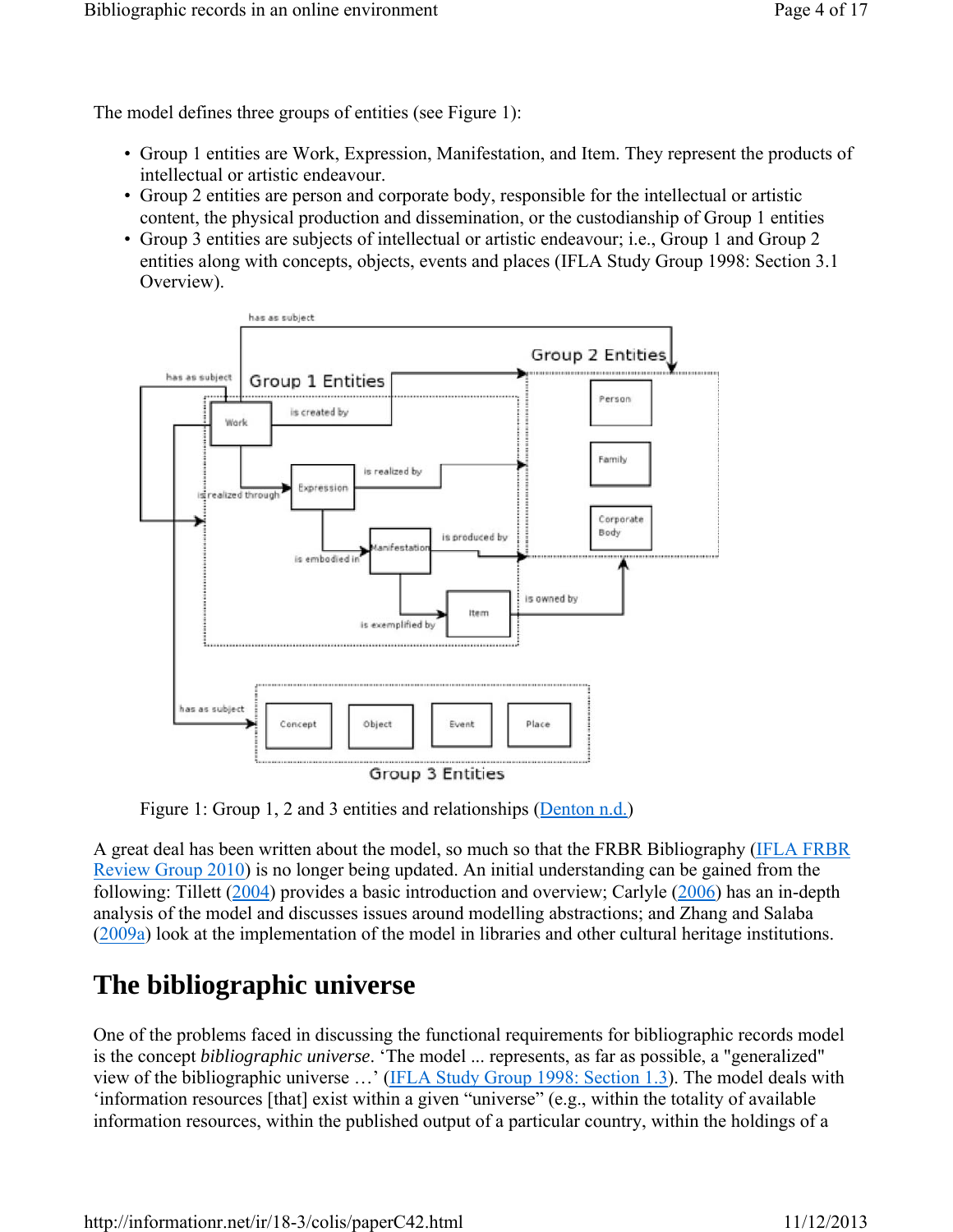The model defines three groups of entities (see Figure 1):

- Group 1 entities are Work, Expression, Manifestation, and Item. They represent the products of intellectual or artistic endeavour.
- Group 2 entities are person and corporate body, responsible for the intellectual or artistic content, the physical production and dissemination, or the custodianship of Group 1 entities
- Group 3 entities are subjects of intellectual or artistic endeavour; i.e., Group 1 and Group 2 entities along with concepts, objects, events and places (IFLA Study Group 1998: Section 3.1 Overview).

Figure 1: Group 1, 2 and 3 entities and relationships (Denton n.d.)

A great deal has been written about the model, so much so that the FRBR Bibliography (IFLA FRBR Review Group 2010) is no longer being updated. An initial understanding can be gained from the following: Tillett (2004) provides a basic introduction and overview; Carlyle (2006) has an in-depth analysis of the model and discusses issues around modelling abstractions; and Zhang and Salaba (2009a) look at the implementation of the model in libraries and other cultural heritage institutions.

# The bibliographic universe

One of the problems faced in discussing the functional requirements for bibliographic records model is the concept *bibliographic universe*. 'The model ... represents, as far as possible, a "generalized" view of the bibliographic universe …' (IFLA Study Group 1998: Section 1.3). The model deals with 'information resources [that] exist within a given "universe" (e.g., within the totality of available information resources, within the published output of a particular country, within the holdings of a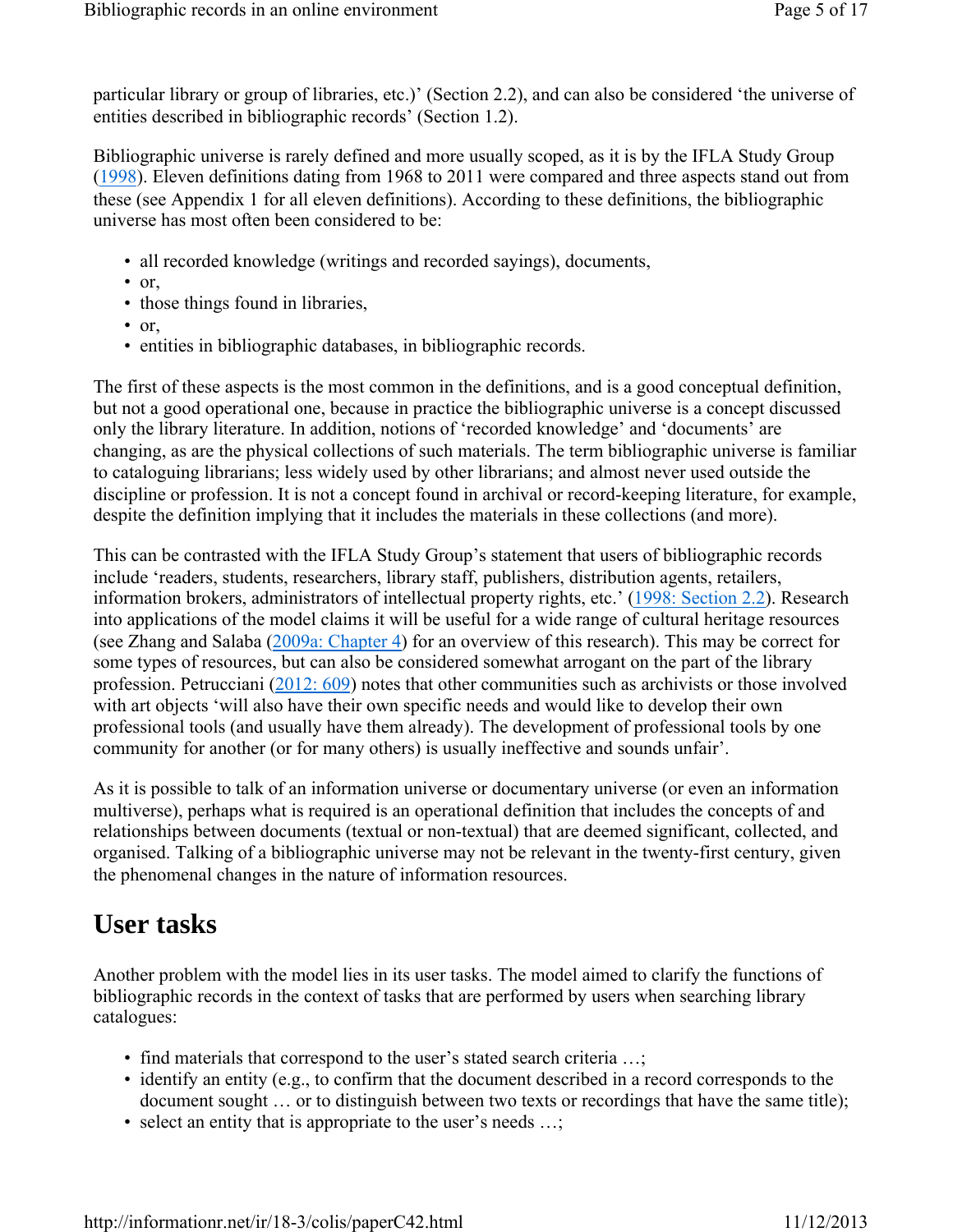particular library or group of libraries, etc.)' (Section 2.2), and can also be considered 'the universe of entities described in bibliographic records' (Section 1.2).

Bibliographic universe is rarely defined and more usually scoped, as it is by the IFLA Study Group (1998). Eleven definitions dating from 1968 to 2011 were compared and three aspects stand out from these (see Appendix 1 for all eleven definitions). According to these definitions, the bibliographic universe has most often been considered to be:

- all recorded knowledge (writings and recorded sayings), documents,
- or,
- those things found in libraries,
- or,
- entities in bibliographic databases, in bibliographic records.

The first of these aspects is the most common in the definitions, and is a good conceptual definition, but not a good operational one, because in practice the bibliographic universe is a concept discussed only the library literature. In addition, notions of 'recorded knowledge' and 'documents' are changing, as are the physical collections of such materials. The term bibliographic universe is familiar to cataloguing librarians; less widely used by other librarians; and almost never used outside the discipline or profession. It is not a concept found in archival or record-keeping literature, for example, despite the definition implying that it includes the materials in these collections (and more).

This can be contrasted with the IFLA Study Group's statement that users of bibliographic records include 'readers, students, researchers, library staff, publishers, distribution agents, retailers, information brokers, administrators of intellectual property rights, etc.' (1998: Section 2.2). Research into applications of the model claims it will be useful for a wide range of cultural heritage resources (see Zhang and Salaba (2009a: Chapter 4) for an overview of this research). This may be correct for some types of resources, but can also be considered somewhat arrogant on the part of the library profession. Petrucciani (2012: 609) notes that other communities such as archivists or those involved with art objects 'will also have their own specific needs and would like to develop their own professional tools (and usually have them already). The development of professional tools by one community for another (or for many others) is usually ineffective and sounds unfair'.

As it is possible to talk of an information universe or documentary universe (or even an information multiverse), perhaps what is required is an operational definition that includes the concepts of and relationships between documents (textual or non-textual) that are deemed significant, collected, and organised. Talking of a bibliographic universe may not be relevant in the twenty-first century, given the phenomenal changes in the nature of information resources.

## User tasks

Another problem with the model lies in its user tasks. The model aimed to clarify the functions of bibliographic records in the context of tasks that are performed by users when searching library catalogues:

- find materials that correspond to the user's stated search criteria …;
- identify an entity (e.g., to confirm that the document described in a record corresponds to the document sought … or to distinguish between two texts or recordings that have the same title);
- select an entity that is appropriate to the user's needs …;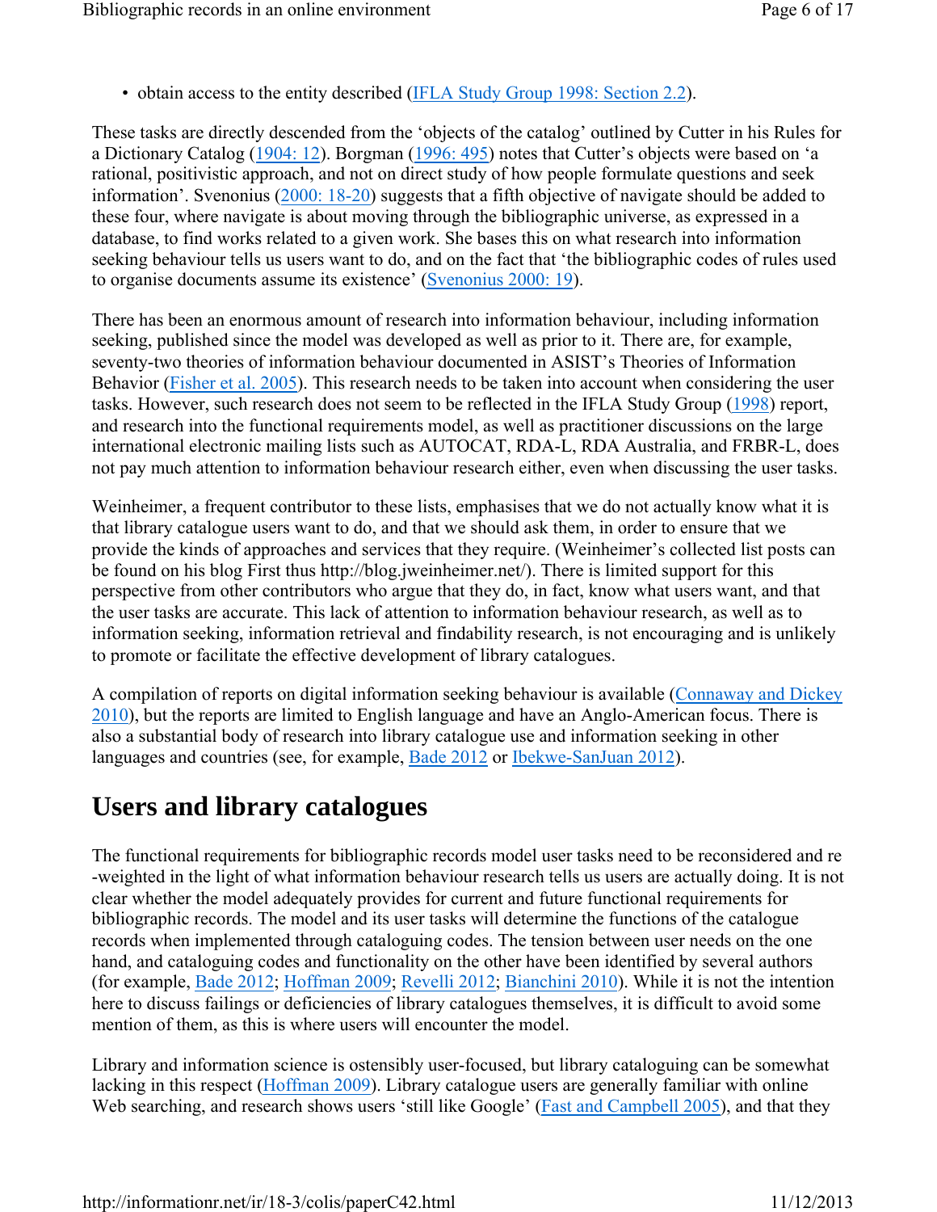- obtain access to the entity described (IFLA Study Group 1998: Section 2.2).

These tasks are directly descended from the 'objects of the catalog' outlined by Cutter in his Rules for a Dictionary Catalog (1904: 12). Borgman (1996: 495) notes that Cutter's objects were based on 'a rational, positivistic approach, and not on direct study of how people formulate questions and seek information'. Svenonius (2000: 18-20) suggests that a fifth objective of navigate should be added to these four, where navigate is about moving through the bibliographic universe, as expressed in a database, to find works related to a given work. She bases this on what research into information seeking behaviour tells us users want to do, and on the fact that 'the bibliographic codes of rules used to organise documents assume its existence' (Svenonius 2000: 19).

There has been an enormous amount of research into information behaviour, including information seeking, published since the model was developed as well as prior to it. There are, for example, seventy-two theories of information behaviour documented in ASIST's Theories of Information Behavior (Fisher et al. 2005). This research needs to be taken into account when considering the user tasks. However, such research does not seem to be reflected in the IFLA Study Group (1998) report, and research into the functional requirements model, as well as practitioner discussions on the large international electronic mailing lists such as AUTOCAT, RDA-L, RDA Australia, and FRBR-L, does not pay much attention to information behaviour research either, even when discussing the user tasks.

Weinheimer, a frequent contributor to these lists, emphasises that we do not actually know what it is that library catalogue users want to do, and that we should ask them, in order to ensure that we provide the kinds of approaches and services that they require. (Weinheimer's collected list posts can be found on his blog First thus http://blog.jweinheimer.net/). There is limited support for this perspective from other contributors who argue that they do, in fact, know what users want, and that the user tasks are accurate. This lack of attention to information behaviour research, as well as to information seeking, information retrieval and findability research, is not encouraging and is unlikely to promote or facilitate the effective development of library catalogues.

A compilation of reports on digital information seeking behaviour is available (Connaway and Dickey 2010), but the reports are limited to English language and have an Anglo-American focus. There is also a substantial body of research into library catalogue use and information seeking in other languages and countries (see, for example, Bade 2012 or Ibekwe-SanJuan 2012).

## Users and library catalogues

The functional requirements for bibliographic records model user tasks need to be reconsidered and re-weighted in the light of what information behaviour research tells us users are actually doing. It is not clear whether the model adequately provides for current and future functional requirements for bibliographic records. The model and its user tasks will determine the functions of the catalogue records when implemented through cataloguing codes. The tension between user needs on the one hand, and cataloguing codes and functionality on the other have been identified by several authors (for example, Bade 2012; Hoffman 2009; Revelli 2012; Bianchini 2010). While it is not the intention here to discuss failings or deficiencies of library catalogues themselves, it is difficult to avoid some mention of them, as this is where users will encounter the model.

Library and information science is ostensibly user-focused, but library cataloguing can be somewhat lacking in this respect (Hoffman 2009). Library catalogue users are generally familiar with online Web searching, and research shows users 'still like Google' (Fast and Campbell 2005), and that they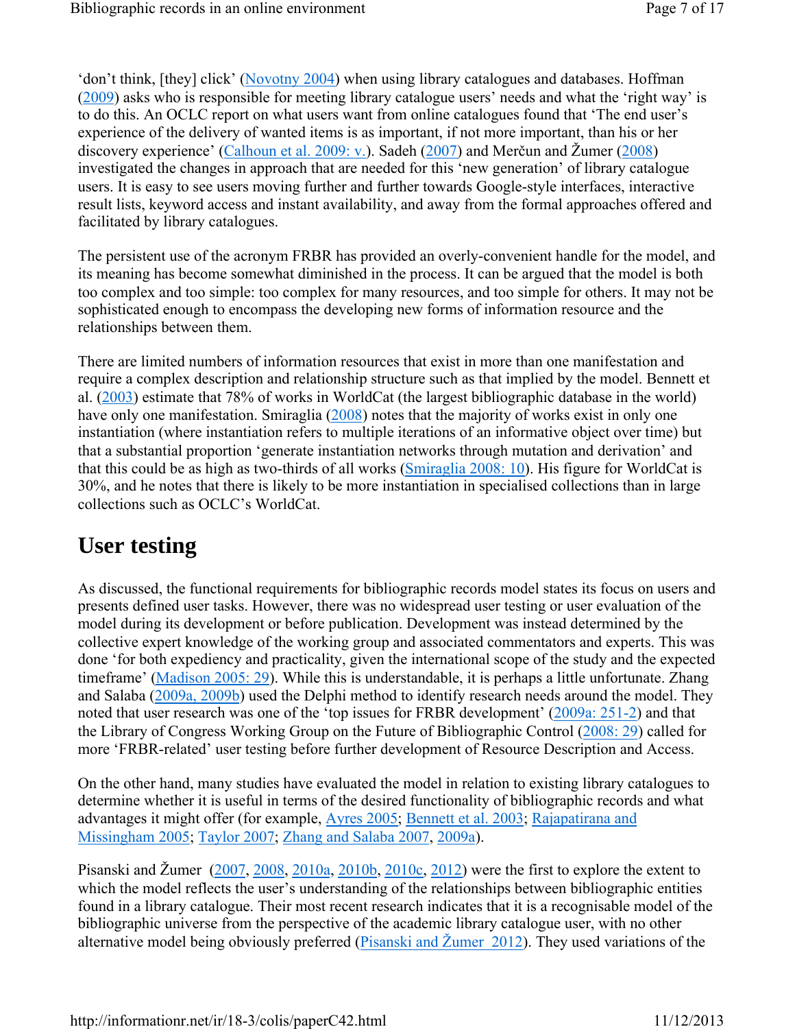'don't think, [they] click' (Novotny 2004) when using library catalogues and databases. Hoffman (2009) asks who is responsible for meeting library catalogue users' needs and what the 'right way' is to do this. An OCLC report on what users want from online catalogues found that 'The end user's experience of the delivery of wanted items is as important, if not more important, than his or her discovery experience' (Calhoun et al. 2009: v.). Sadeh (2007) and Merčun and Žumer (2008) investigated the changes in approach that are needed for this 'new generation' of library catalogue users. It is easy to see users moving further and further towards Google-style interfaces, interactive result lists, keyword access and instant availability, and away from the formal approaches offered and facilitated by library catalogues.

The persistent use of the acronym FRBR has provided an overly-convenient handle for the model, and its meaning has become somewhat diminished in the process. It can be argued that the model is both too complex and too simple: too complex for many resources, and too simple for others. It may not be sophisticated enough to encompass the developing new forms of information resource and the relationships between them.

There are limited numbers of information resources that exist in more than one manifestation and require a complex description and relationship structure such as that implied by the model. Bennett et al. (2003) estimate that 78% of works in WorldCat (the largest bibliographic database in the world) have only one manifestation. Smiraglia (2008) notes that the majority of works exist in only one instantiation (where instantiation refers to multiple iterations of an informative object over time) but that a substantial proportion 'generate instantiation networks through mutation and derivation' and that this could be as high as two-thirds of all works (Smiraglia 2008: 10). His figure for WorldCat is 30%, and he notes that there is likely to be more instantiation in specialised collections than in large collections such as OCLC's WorldCat.

## User testing

As discussed, the functional requirements for bibliographic records model states its focus on users and presents defined user tasks. However, there was no widespread user testing or user evaluation of the model during its development or before publication. Development was instead determined by the collective expert knowledge of the working group and associated commentators and experts. This was done 'for both expediency and practicality, given the international scope of the study and the expected timeframe' (Madison 2005: 29). While this is understandable, it is perhaps a little unfortunate. Zhang and Salaba (2009a, 2009b) used the Delphi method to identify research needs around the model. They noted that user research was one of the 'top issues for FRBR development' (2009a: 251-2) and that the Library of Congress Working Group on the Future of Bibliographic Control (2008: 29) called for more 'FRBR-related' user testing before further development of Resource Description and Access.

On the other hand, many studies have evaluated the model in relation to existing library catalogues to determine whether it is useful in terms of the desired functionality of bibliographic records and what advantages it might offer (for example, Ayres 2005; Bennett et al. 2003; Rajapatirana and Missingham 2005; Taylor 2007; Zhang and Salaba 2007, 2009a).

Pisanski and Žumer (2007, 2008, 2010a, 2010b, 2010c, 2012) were the first to explore the extent to which the model reflects the user's understanding of the relationships between bibliographic entities found in a library catalogue. Their most recent research indicates that it is a recognisable model of the bibliographic universe from the perspective of the academic library catalogue user, with no other alternative model being obviously preferred (Pisanski and Žumer 2012). They used variations of the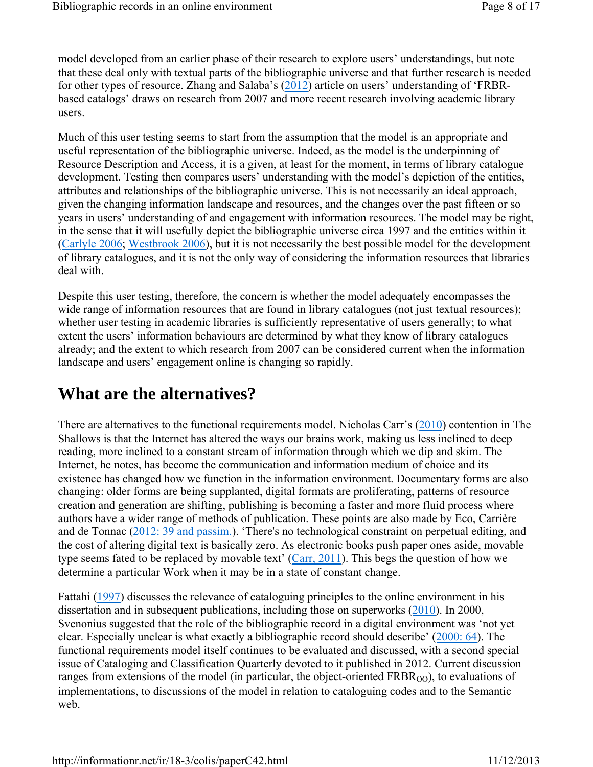model developed from an earlier phase of their research to explore users' understandings, but note that these deal only with textual parts of the bibliographic universe and that further research is needed for other types of resource. Zhang and Salaba's (2012) article on users' understanding of 'FRBR-based catalogs' draws on research from 2007 and more recent research involving academic library users.

Much of this user testing seems to start from the assumption that the model is an appropriate and useful representation of the bibliographic universe. Indeed, as the model is the underpinning of Resource Description and Access, it is a given, at least for the moment, in terms of library catalogue development. Testing then compares users' understanding with the model's depiction of the entities, attributes and relationships of the bibliographic universe. This is not necessarily an ideal approach, given the changing information landscape and resources, and the changes over the past fifteen or so years in users' understanding of and engagement with information resources. The model may be right, in the sense that it will usefully depict the bibliographic universe circa 1997 and the entities within it (Carlyle 2006; Westbrook 2006), but it is not necessarily the best possible model for the development of library catalogues, and it is not the only way of considering the information resources that libraries deal with.

Despite this user testing, therefore, the concern is whether the model adequately encompasses the wide range of information resources that are found in library catalogues (not just textual resources); whether user testing in academic libraries is sufficiently representative of users generally; to what extent the users' information behaviours are determined by what they know of library catalogues already; and the extent to which research from 2007 can be considered current when the information landscape and users' engagement online is changing so rapidly.

## What are the alternatives?

There are alternatives to the functional requirements model. Nicholas Carr's (2010) contention in The Shallows is that the Internet has altered the ways our brains work, making us less inclined to deep reading, more inclined to a constant stream of information through which we dip and skim. The Internet, he notes, has become the communication and information medium of choice and its existence has changed how we function in the information environment. Documentary forms are also changing: older forms are being supplanted, digital formats are proliferating, patterns of resource creation and generation are shifting, publishing is becoming a faster and more fluid process where authors have a wider range of methods of publication. These points are also made by Eco, Carrière and de Tonnac (2012: 39 and passim.). 'There's no technological constraint on perpetual editing, and the cost of altering digital text is basically zero. As electronic books push paper ones aside, movable type seems fated to be replaced by movable text' (Carr, 2011). This begs the question of how we determine a particular Work when it may be in a state of constant change.

Fattahi (1997) discusses the relevance of cataloguing principles to the online environment in his dissertation and in subsequent publications, including those on superworks (2010). In 2000, Svenonius suggested that the role of the bibliographic record in a digital environment was 'not yet clear. Especially unclear is what exactly a bibliographic record should describe' (2000: 64). The functional requirements model itself continues to be evaluated and discussed, with a second special issue of Cataloging and Classification Quarterly devoted to it published in 2012. Current discussion ranges from extensions of the model (in particular, the object-oriented $\text{FRBR}_{\text{OO}}$), to evaluations of implementations, to discussions of the model in relation to cataloguing codes and to the Semantic web.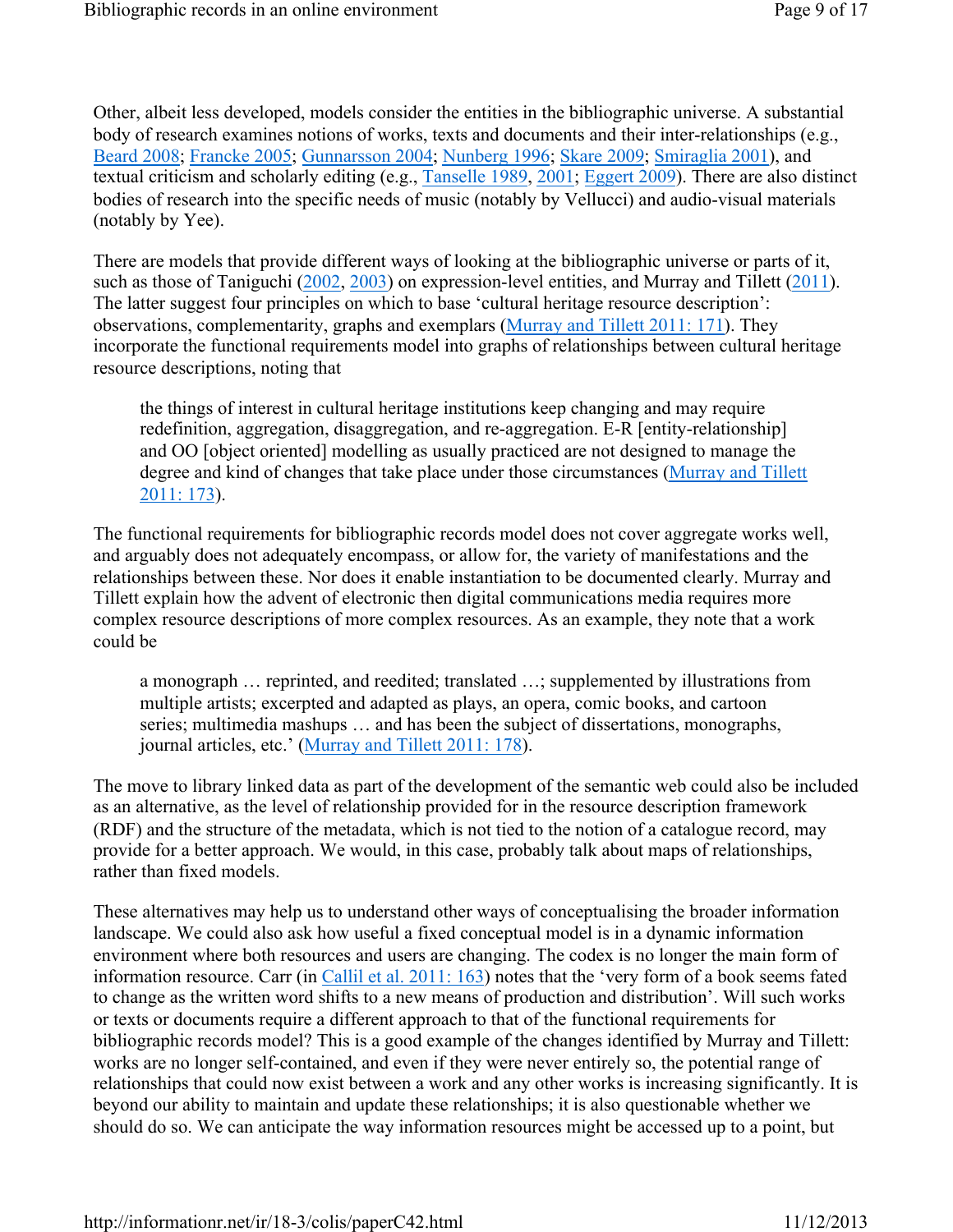Other, albeit less developed, models consider the entities in the bibliographic universe. A substantial body of research examines notions of works, texts and documents and their inter-relationships (e.g., Beard 2008; Francke 2005; Gunnarsson 2004; Nunberg 1996; Skare 2009; Smiraglia 2001), and textual criticism and scholarly editing (e.g., Tanselle 1989, 2001; Eggert 2009). There are also distinct bodies of research into the specific needs of music (notably by Vellucci) and audio-visual materials (notably by Yee).

There are models that provide different ways of looking at the bibliographic universe or parts of it, such as those of Taniguchi (2002, 2003) on expression-level entities, and Murray and Tillett (2011). The latter suggest four principles on which to base 'cultural heritage resource description': observations, complementarity, graphs and exemplars (Murray and Tillett 2011: 171). They incorporate the functional requirements model into graphs of relationships between cultural heritage resource descriptions, noting that

> the things of interest in cultural heritage institutions keep changing and may require redefinition, aggregation, disaggregation, and re-aggregation. E-R [entity-relationship] and OO [object oriented] modelling as usually practiced are not designed to manage the degree and kind of changes that take place under those circumstances (Murray and Tillett 2011: 173).

The functional requirements for bibliographic records model does not cover aggregate works well, and arguably does not adequately encompass, or allow for, the variety of manifestations and the relationships between these. Nor does it enable instantiation to be documented clearly. Murray and Tillett explain how the advent of electronic then digital communications media requires more complex resource descriptions of more complex resources. As an example, they note that a work could be

> a monograph … reprinted, and reedited; translated …; supplemented by illustrations from multiple artists; excerpted and adapted as plays, an opera, comic books, and cartoon series; multimedia mashups … and has been the subject of dissertations, monographs, journal articles, etc.' (Murray and Tillett 2011: 178).

The move to library linked data as part of the development of the semantic web could also be included as an alternative, as the level of relationship provided for in the resource description framework (RDF) and the structure of the metadata, which is not tied to the notion of a catalogue record, may provide for a better approach. We would, in this case, probably talk about maps of relationships, rather than fixed models.

These alternatives may help us to understand other ways of conceptualising the broader information landscape. We could also ask how useful a fixed conceptual model is in a dynamic information environment where both resources and users are changing. The codex is no longer the main form of information resource. Carr (in Callil et al. 2011: 163) notes that the 'very form of a book seems fated to change as the written word shifts to a new means of production and distribution'. Will such works or texts or documents require a different approach to that of the functional requirements for bibliographic records model? This is a good example of the changes identified by Murray and Tillett: works are no longer self-contained, and even if they were never entirely so, the potential range of relationships that could now exist between a work and any other works is increasing significantly. It is beyond our ability to maintain and update these relationships; it is also questionable whether we should do so. We can anticipate the way information resources might be accessed up to a point, but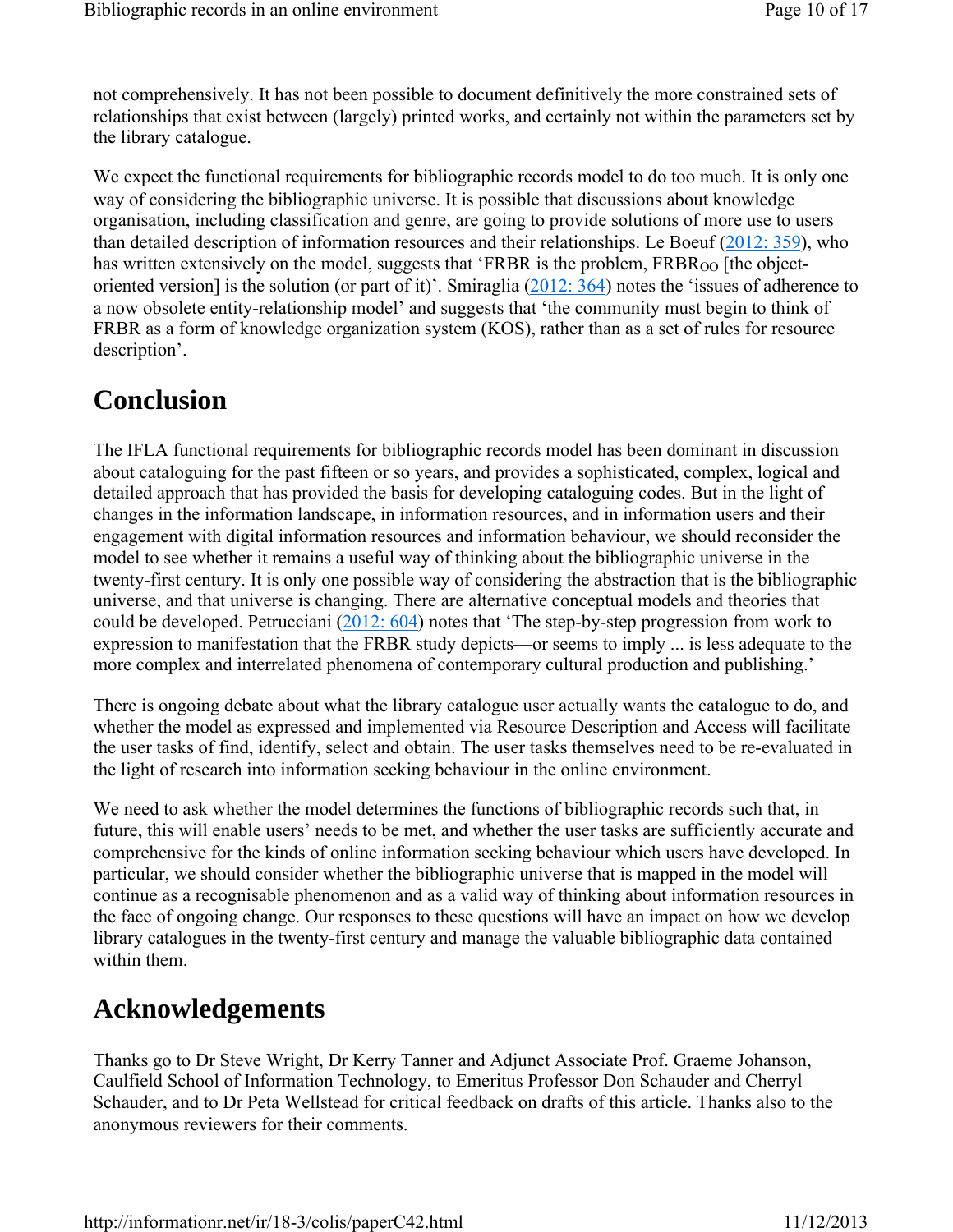not comprehensively. It has not been possible to document definitively the more constrained sets of relationships that exist between (largely) printed works, and certainly not within the parameters set by the library catalogue.

We expect the functional requirements for bibliographic records model to do too much. It is only one way of considering the bibliographic universe. It is possible that discussions about knowledge organisation, including classification and genre, are going to provide solutions of more use to users than detailed description of information resources and their relationships. Le Boeuf (2012: 359), who has written extensively on the model, suggests that 'FRBR is the problem, $FRBR_{OO}$ [the object-oriented version] is the solution (or part of it)'. Smiraglia (2012: 364) notes the 'issues of adherence to a now obsolete entity-relationship model' and suggests that 'the community must begin to think of FRBR as a form of knowledge organization system (KOS), rather than as a set of rules for resource description'.

## Conclusion

The IFLA functional requirements for bibliographic records model has been dominant in discussion about cataloguing for the past fifteen or so years, and provides a sophisticated, complex, logical and detailed approach that has provided the basis for developing cataloguing codes. But in the light of changes in the information landscape, in information resources, and in information users and their engagement with digital information resources and information behaviour, we should reconsider the model to see whether it remains a useful way of thinking about the bibliographic universe in the twenty-first century. It is only one possible way of considering the abstraction that is the bibliographic universe, and that universe is changing. There are alternative conceptual models and theories that could be developed. Petrucciani (2012: 604) notes that 'The step-by-step progression from work to expression to manifestation that the FRBR study depicts—or seems to imply ... is less adequate to the more complex and interrelated phenomena of contemporary cultural production and publishing.'

There is ongoing debate about what the library catalogue user actually wants the catalogue to do, and whether the model as expressed and implemented via Resource Description and Access will facilitate the user tasks of find, identify, select and obtain. The user tasks themselves need to be re-evaluated in the light of research into information seeking behaviour in the online environment.

We need to ask whether the model determines the functions of bibliographic records such that, in future, this will enable users' needs to be met, and whether the user tasks are sufficiently accurate and comprehensive for the kinds of online information seeking behaviour which users have developed. In particular, we should consider whether the bibliographic universe that is mapped in the model will continue as a recognisable phenomenon and as a valid way of thinking about information resources in the face of ongoing change. Our responses to these questions will have an impact on how we develop library catalogues in the twenty-first century and manage the valuable bibliographic data contained within them.

## Acknowledgements

Thanks go to Dr Steve Wright, Dr Kerry Tanner and Adjunct Associate Prof. Graeme Johanson, Caulfield School of Information Technology, to Emeritus Professor Don Schauder and Cherryl Schauder, and to Dr Peta Wellstead for critical feedback on drafts of this article. Thanks also to the anonymous reviewers for their comments.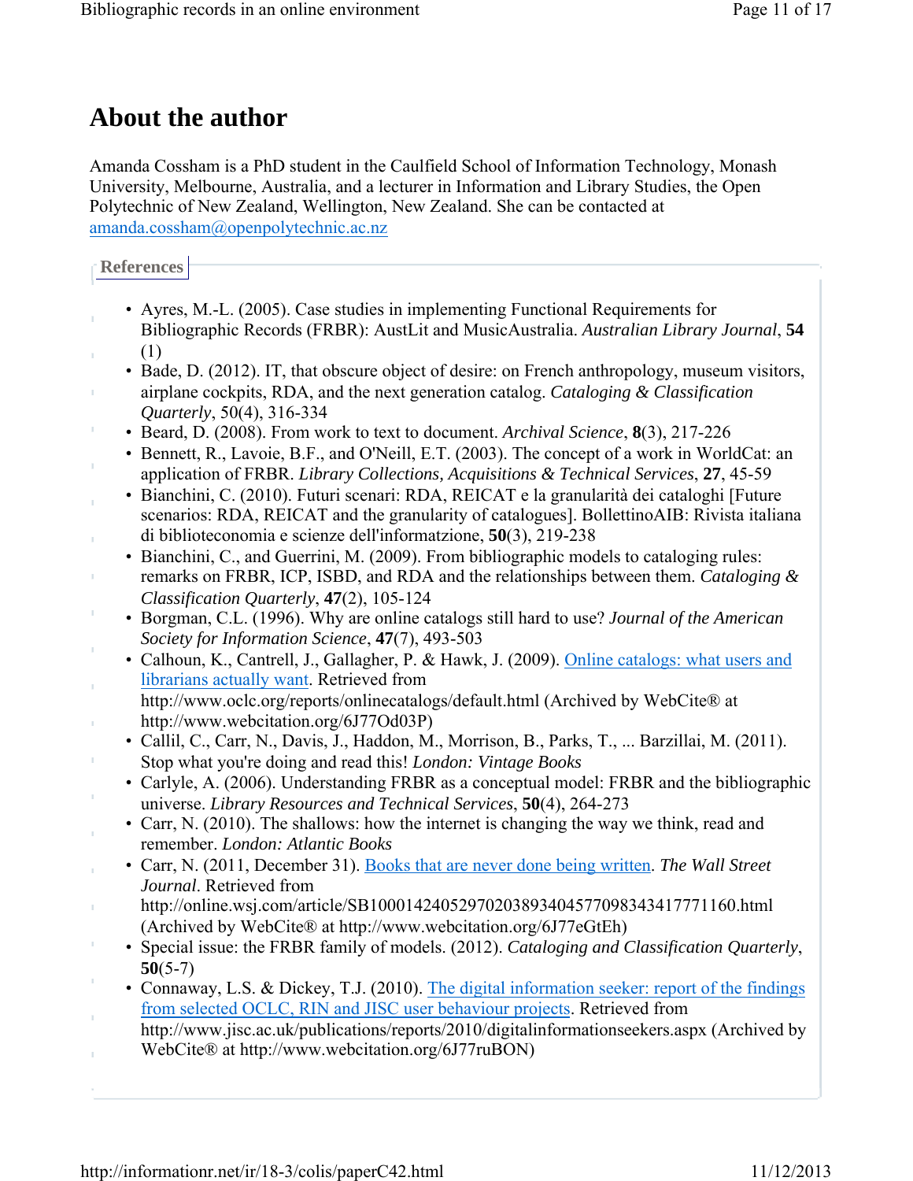# About the author

Amanda Cossham is a PhD student in the Caulfield School of Information Technology, Monash University, Melbourne, Australia, and a lecturer in Information and Library Studies, the Open Polytechnic of New Zealand, Wellington, New Zealand. She can be contacted at amanda.cossham@openpolytechnic.ac.nz

## References

- Ayres, M.-L. (2005). Case studies in implementing Functional Requirements for Bibliographic Records (FRBR): AustLit and MusicAustralia. *Australian Library Journal*, **54** (1)
- Bade, D. (2012). IT, that obscure object of desire: on French anthropology, museum visitors, airplane cockpits, RDA, and the next generation catalog. *Cataloging & Classification Quarterly*, 50(4), 316-334
- Beard, D. (2008). From work to text to document. *Archival Science*, **8**(3), 217-226
- Bennett, R., Lavoie, B.F., and O'Neill, E.T. (2003). The concept of a work in WorldCat: an application of FRBR. *Library Collections, Acquisitions & Technical Services*, **27**, 45-59
- Bianchini, C. (2010). Futuri scenari: RDA, REICAT e la granularità dei cataloghi [Future scenarios: RDA, REICAT and the granularity of catalogues]. BollettinoAIB: Rivista italiana di biblioteconomia e scienze dell'informatzione, **50**(3), 219-238
- Bianchini, C., and Guerrini, M. (2009). From bibliographic models to cataloging rules: remarks on FRBR, ICP, ISBD, and RDA and the relationships between them. *Cataloging & Classification Quarterly*, **47**(2), 105-124
- Borgman, C.L. (1996). Why are online catalogs still hard to use? *Journal of the American Society for Information Science*, **47**(7), 493-503
- Calhoun, K., Cantrell, J., Gallagher, P. & Hawk, J. (2009). Online catalogs: what users and librarians actually want. Retrieved from http://www.oclc.org/reports/onlinecatalogs/default.html (Archived by WebCite® at http://www.webcitation.org/6J77Od03P)
- Callil, C., Carr, N., Davis, J., Haddon, M., Morrison, B., Parks, T., ... Barzillai, M. (2011). Stop what you're doing and read this! *London: Vintage Books*
- Carlyle, A. (2006). Understanding FRBR as a conceptual model: FRBR and the bibliographic universe. *Library Resources and Technical Services*, **50**(4), 264-273
- Carr, N. (2010). The shallows: how the internet is changing the way we think, read and remember. *London: Atlantic Books*
- Carr, N. (2011, December 31). Books that are never done being written. *The Wall Street Journal*. Retrieved from http://online.wsj.com/article/SB10001424052970203893404577098343417771160.html (Archived by WebCite® at http://www.webcitation.org/6J77eGtEh)
- Special issue: the FRBR family of models. (2012). *Cataloging and Classification Quarterly*, **50**(5-7)
- Connaway, L.S. & Dickey, T.J. (2010). The digital information seeker: report of the findings from selected OCLC, RIN and JISC user behaviour projects. Retrieved from http://www.jisc.ac.uk/publications/reports/2010/digitalinformationseekers.aspx (Archived by WebCite® at http://www.webcitation.org/6J77ruBON)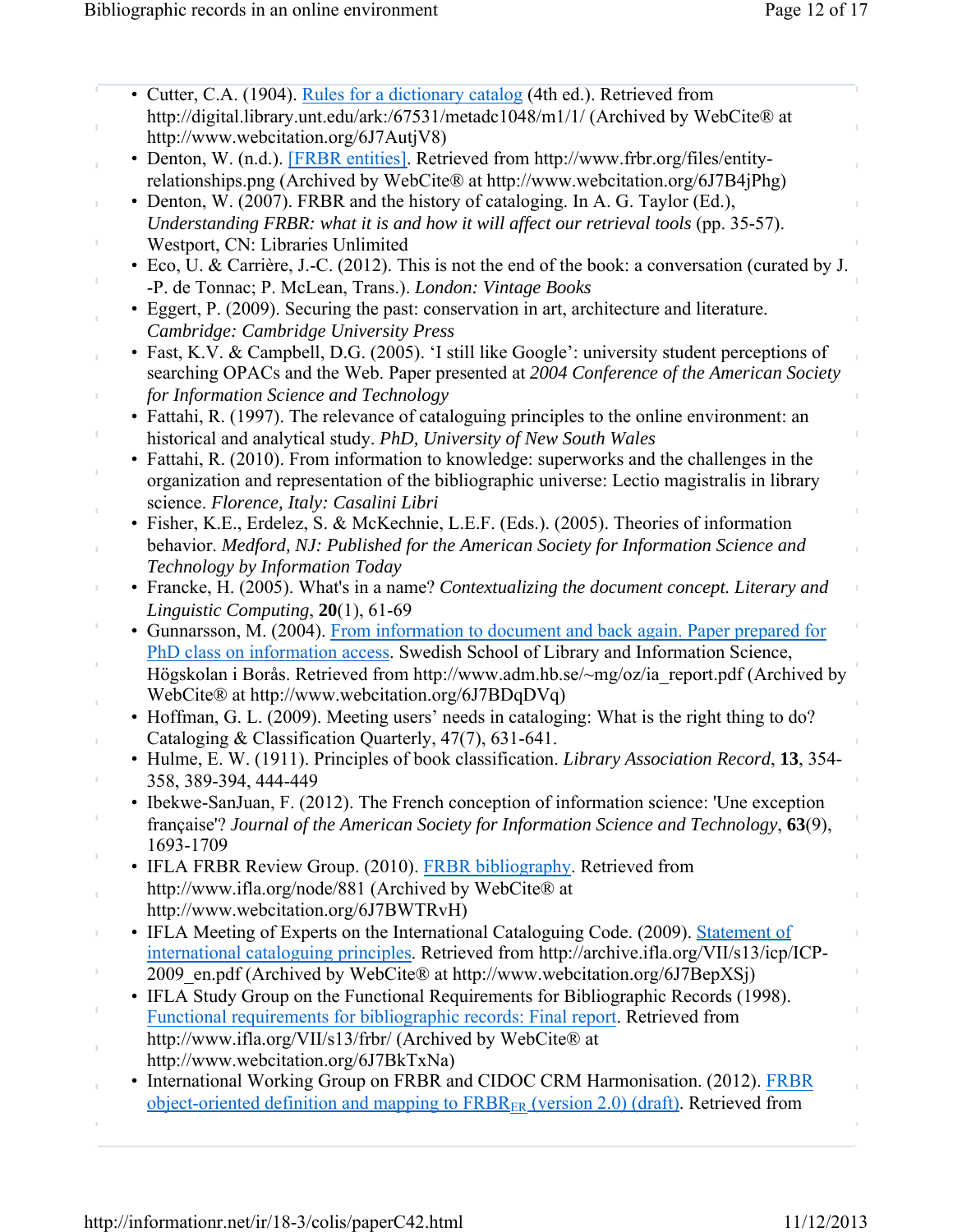- Cutter, C.A. (1904). Rules for a dictionary catalog (4th ed.). Retrieved from http://digital.library.unt.edu/ark:/67531/metadc1048/m1/1/ (Archived by WebCite® at http://www.webcitation.org/6J7AutjV8)
- Denton, W. (n.d.). [FRBR entities]. Retrieved from http://www.frbr.org/files/entity-relationships.png (Archived by WebCite® at http://www.webcitation.org/6J7B4jPhg)
- Denton, W. (2007). FRBR and the history of cataloging. In A. G. Taylor (Ed.), *Understanding FRBR: what it is and how it will affect our retrieval tools* (pp. 35-57). Westport, CN: Libraries Unlimited
- Eco, U. & Carrière, J.-C. (2012). This is not the end of the book: a conversation (curated by J.-P. de Tonnac; P. McLean, Trans.). *London: Vintage Books*
- Eggert, P. (2009). Securing the past: conservation in art, architecture and literature. *Cambridge: Cambridge University Press*
- Fast, K.V. & Campbell, D.G. (2005). 'I still like Google': university student perceptions of searching OPACs and the Web. Paper presented at *2004 Conference of the American Society for Information Science and Technology*
- Fattahi, R. (1997). The relevance of cataloguing principles to the online environment: an historical and analytical study. *PhD, University of New South Wales*
- Fattahi, R. (2010). From information to knowledge: superworks and the challenges in the organization and representation of the bibliographic universe: Lectio magistralis in library science. *Florence, Italy: Casalini Libri*
- Fisher, K.E., Erdelez, S. & McKechnie, L.E.F. (Eds.). (2005). Theories of information behavior. *Medford, NJ: Published for the American Society for Information Science and Technology by Information Today*
- Francke, H. (2005). What's in a name? *Contextualizing the document concept. Literary and Linguistic Computing*, **20**(1), 61-69
- Gunnarsson, M. (2004). From information to document and back again. Paper prepared for PhD class on information access. Swedish School of Library and Information Science, Högskolan i Borås. Retrieved from http://www.adm.hb.se/~mg/oz/ia_report.pdf (Archived by WebCite® at http://www.webcitation.org/6J7BDqDVq)
- Hoffman, G. L. (2009). Meeting users' needs in cataloging: What is the right thing to do? Cataloging & Classification Quarterly, 47(7), 631-641.
- Hulme, E. W. (1911). Principles of book classification. *Library Association Record*, **13**, 354-358, 389-394, 444-449
- Ibekwe-SanJuan, F. (2012). The French conception of information science: 'Une exception française'? *Journal of the American Society for Information Science and Technology*, **63**(9), 1693-1709
- IFLA FRBR Review Group. (2010). FRBR bibliography. Retrieved from http://www.ifla.org/node/881 (Archived by WebCite® at http://www.webcitation.org/6J7BWTRvH)
- IFLA Meeting of Experts on the International Cataloguing Code. (2009). Statement of international cataloguing principles. Retrieved from http://archive.ifla.org/VII/s13/icp/ICP-2009_en.pdf (Archived by WebCite® at http://www.webcitation.org/6J7BepXSj)
- IFLA Study Group on the Functional Requirements for Bibliographic Records (1998). Functional requirements for bibliographic records: Final report. Retrieved from http://www.ifla.org/VII/s13/frbr/ (Archived by WebCite® at http://www.webcitation.org/6J7BkTxNa)
- International Working Group on FRBR and CIDOC CRM Harmonisation. (2012). FRBR object-oriented definition and mapping to $FRBR_{ER}$ (version 2.0) (draft). Retrieved from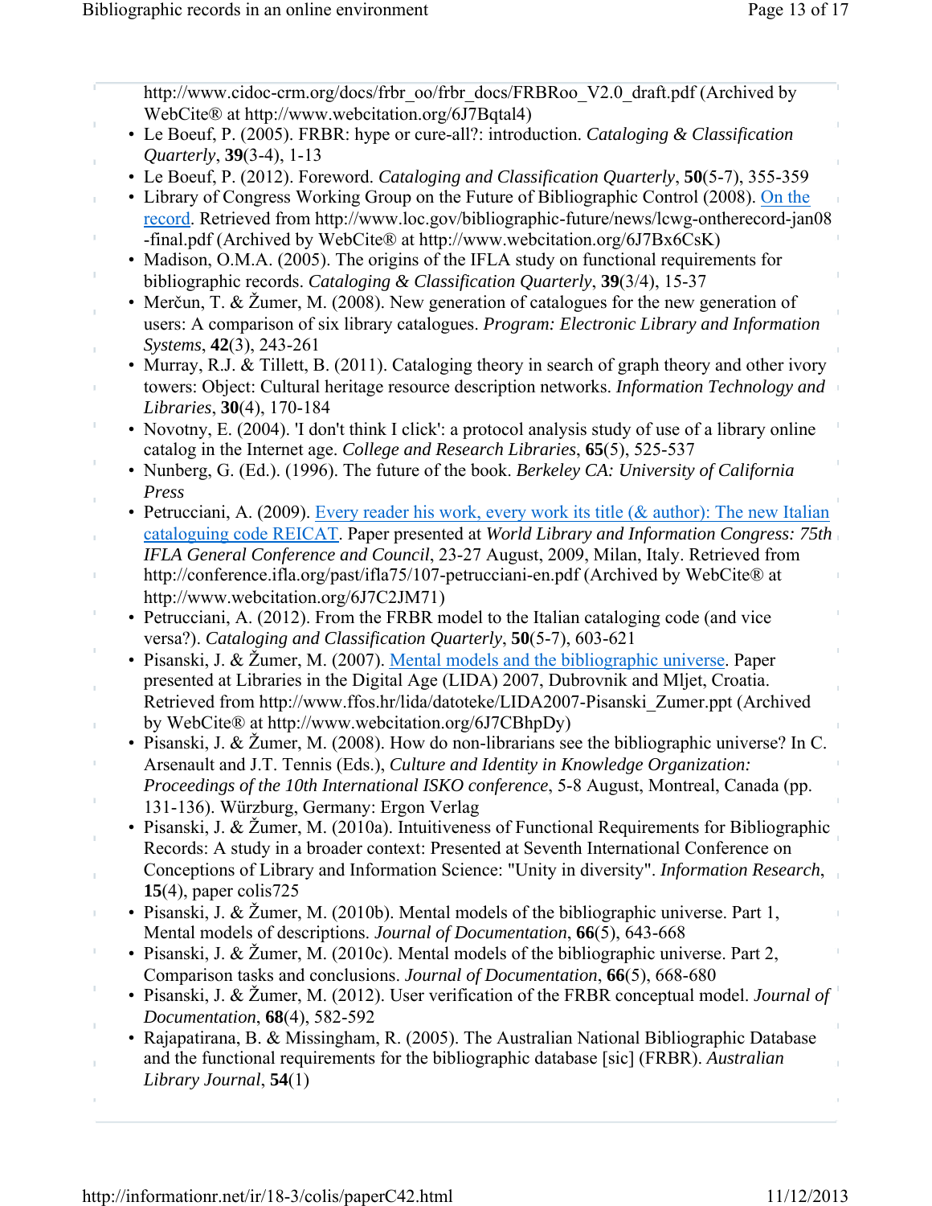http://www.cidoc-crm.org/docs/frbr_oo/frbr_docs/FRBRoo_V2.0_draft.pdf (Archived by WebCite® at http://www.webcitation.org/6J7Bqtal4)

- Le Boeuf, P. (2005). FRBR: hype or cure-all?: introduction. *Cataloging & Classification Quarterly*, **39**(3-4), 1-13
- Le Boeuf, P. (2012). Foreword. *Cataloging and Classification Quarterly*, **50**(5-7), 355-359
- Library of Congress Working Group on the Future of Bibliographic Control (2008). [On the record](http://www.loc.gov/bibliographic-future/news/lcwg-ontherecord-jan08-final.pdf). Retrieved from http://www.loc.gov/bibliographic-future/news/lcwg-ontherecord-jan08-final.pdf (Archived by WebCite® at http://www.webcitation.org/6J7Bx6CsK)
- Madison, O.M.A. (2005). The origins of the IFLA study on functional requirements for bibliographic records. *Cataloging & Classification Quarterly*, **39**(3/4), 15-37
- Merčun, T. & Žumer, M. (2008). New generation of catalogues for the new generation of users: A comparison of six library catalogues. *Program: Electronic Library and Information Systems*, **42**(3), 243-261
- Murray, R.J. & Tillett, B. (2011). Cataloging theory in search of graph theory and other ivory towers: Object: Cultural heritage resource description networks. *Information Technology and Libraries*, **30**(4), 170-184
- Novotny, E. (2004). 'I don't think I click': a protocol analysis study of use of a library online catalog in the Internet age. *College and Research Libraries*, **65**(5), 525-537
- Nunberg, G. (Ed.). (1996). The future of the book. *Berkeley CA: University of California Press*
- Petrucciani, A. (2009). [Every reader his work, every work its title (& author): The new Italian cataloguing code REICAT](http://conference.ifla.org/past/ifla75/107-petrucciani-en.pdf). Paper presented at *World Library and Information Congress: 75th IFLA General Conference and Council*, 23-27 August, 2009, Milan, Italy. Retrieved from http://conference.ifla.org/past/ifla75/107-petrucciani-en.pdf (Archived by WebCite® at http://www.webcitation.org/6J7C2JM71)
- Petrucciani, A. (2012). From the FRBR model to the Italian cataloging code (and vice versa?). *Cataloging and Classification Quarterly*, **50**(5-7), 603-621
- Pisanski, J. & Žumer, M. (2007). [Mental models and the bibliographic universe](http://www.ffos.hr/lida/datoteke/LIDA2007-Pisanski_Zumer.ppt). Paper presented at Libraries in the Digital Age (LIDA) 2007, Dubrovnik and Mljet, Croatia. Retrieved from http://www.ffos.hr/lida/datoteke/LIDA2007-Pisanski_Zumer.ppt (Archived by WebCite® at http://www.webcitation.org/6J7CBhpDy)
- Pisanski, J. & Žumer, M. (2008). How do non-librarians see the bibliographic universe? In C. Arsenault and J.T. Tennis (Eds.), *Culture and Identity in Knowledge Organization: Proceedings of the 10th International ISKO conference*, 5-8 August, Montreal, Canada (pp. 131-136). Würzburg, Germany: Ergon Verlag
- Pisanski, J. & Žumer, M. (2010a). Intuitiveness of Functional Requirements for Bibliographic Records: A study in a broader context: Presented at Seventh International Conference on Conceptions of Library and Information Science: "Unity in diversity". *Information Research*, **15**(4), paper colis725
- Pisanski, J. & Žumer, M. (2010b). Mental models of the bibliographic universe. Part 1, Mental models of descriptions. *Journal of Documentation*, **66**(5), 643-668
- Pisanski, J. & Žumer, M. (2010c). Mental models of the bibliographic universe. Part 2, Comparison tasks and conclusions. *Journal of Documentation*, **66**(5), 668-680
- Pisanski, J. & Žumer, M. (2012). User verification of the FRBR conceptual model. *Journal of Documentation*, **68**(4), 582-592
- Rajapatirana, B. & Missingham, R. (2005). The Australian National Bibliographic Database and the functional requirements for the bibliographic database [sic] (FRBR). *Australian Library Journal*, **54**(1)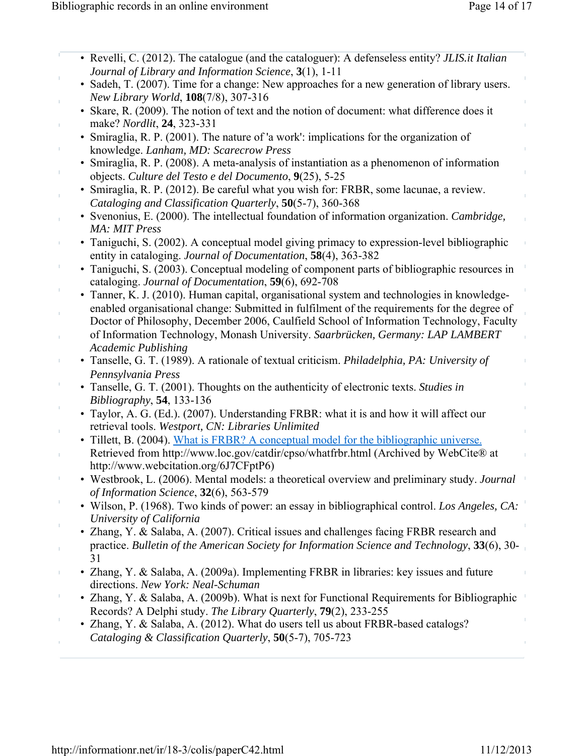- Revelli, C. (2012). The catalogue (and the cataloguer): A defenseless entity? *JLIS.it Italian Journal of Library and Information Science*, **3**(1), 1-11
- Sadeh, T. (2007). Time for a change: New approaches for a new generation of library users. *New Library World*, **108**(7/8), 307-316
- Skare, R. (2009). The notion of text and the notion of document: what difference does it make? *Nordlit*, **24**, 323-331
- Smiraglia, R. P. (2001). The nature of 'a work': implications for the organization of knowledge. *Lanham, MD: Scarecrow Press*
- Smiraglia, R. P. (2008). A meta-analysis of instantiation as a phenomenon of information objects. *Culture del Testo e del Documento*, **9**(25), 5-25
- Smiraglia, R. P. (2012). Be careful what you wish for: FRBR, some lacunae, a review. *Cataloging and Classification Quarterly*, **50**(5-7), 360-368
- Svenonius, E. (2000). The intellectual foundation of information organization. *Cambridge, MA: MIT Press*
- Taniguchi, S. (2002). A conceptual model giving primacy to expression-level bibliographic entity in cataloging. *Journal of Documentation*, **58**(4), 363-382
- Taniguchi, S. (2003). Conceptual modeling of component parts of bibliographic resources in cataloging. *Journal of Documentation*, **59**(6), 692-708
- Tanner, K. J. (2010). Human capital, organisational system and technologies in knowledge-enabled organisational change: Submitted in fulfilment of the requirements for the degree of Doctor of Philosophy, December 2006, Caulfield School of Information Technology, Faculty of Information Technology, Monash University. *Saarbrücken, Germany: LAP LAMBERT Academic Publishing*
- Tanselle, G. T. (1989). A rationale of textual criticism. *Philadelphia, PA: University of Pennsylvania Press*
- Tanselle, G. T. (2001). Thoughts on the authenticity of electronic texts. *Studies in Bibliography*, **54**, 133-136
- Taylor, A. G. (Ed.). (2007). Understanding FRBR: what it is and how it will affect our retrieval tools. *Westport, CN: Libraries Unlimited*
- Tillett, B. (2004). [What is FRBR? A conceptual model for the bibliographic universe.](http://www.loc.gov/catdir/cpso/whatfrbr.html) Retrieved from http://www.loc.gov/catdir/cpso/whatfrbr.html (Archived by WebCite® at http://www.webcitation.org/6J7CFptP6)
- Westbrook, L. (2006). Mental models: a theoretical overview and preliminary study. *Journal of Information Science*, **32**(6), 563-579
- Wilson, P. (1968). Two kinds of power: an essay in bibliographical control. *Los Angeles, CA: University of California*
- Zhang, Y. & Salaba, A. (2007). Critical issues and challenges facing FRBR research and practice. *Bulletin of the American Society for Information Science and Technology*, **33**(6), 30-31
- Zhang, Y. & Salaba, A. (2009a). Implementing FRBR in libraries: key issues and future directions. *New York: Neal-Schuman*
- Zhang, Y. & Salaba, A. (2009b). What is next for Functional Requirements for Bibliographic Records? A Delphi study. *The Library Quarterly*, **79**(2), 233-255
- Zhang, Y. & Salaba, A. (2012). What do users tell us about FRBR-based catalogs? *Cataloging & Classification Quarterly*, **50**(5-7), 705-723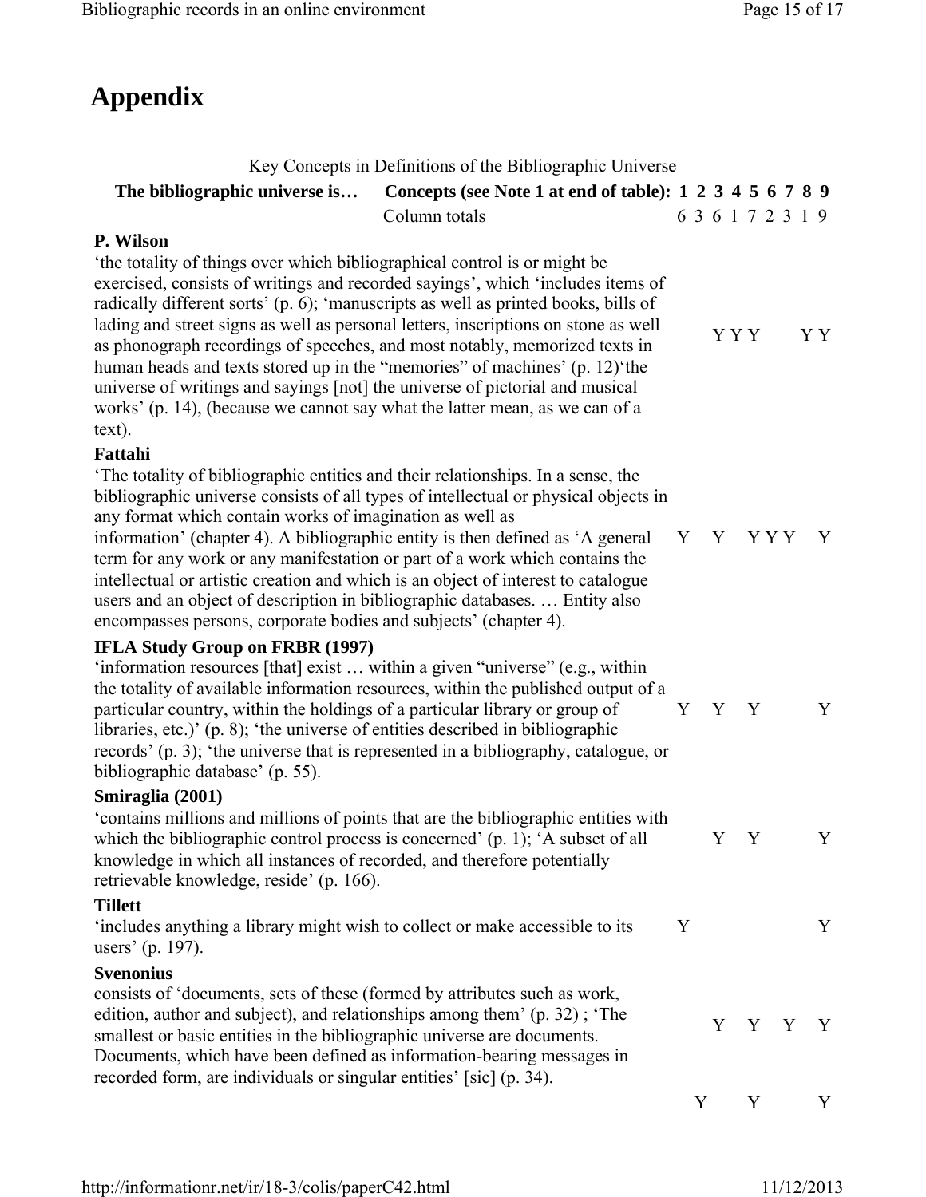# Appendix

Key Concepts in Definitions of the Bibliographic Universe

| The bibliographic universe is… Concepts (see Note 1 at end of table): | 1 | 2 | 3 | 4 | 5 | 6 | 7 | 8 | 9 |
|---|---|---|---|---|---|---|---|---|---|
| Column totals | 6 | 3 | 6 | 1 | 7 | 2 | 3 | 1 | 9 |
| **P. Wilson**<br>'the totality of things over which bibliographical control is or might be exercised, consists of writings and recorded sayings', which 'includes items of radically different sorts' (p. 6); 'manuscripts as well as printed books, bills of lading and street signs as well as personal letters, inscriptions on stone as well as phonograph recordings of speeches, and most notably, memorized texts in human heads and texts stored up in the "memories" of machines' (p. 12)'the universe of writings and sayings [not] the universe of pictorial and musical works' (p. 14), (because we cannot say what the latter mean, as we can of a text). | | | Y | Y | Y | | | Y | Y |
| **Fattahi**<br>'The totality of bibliographic entities and their relationships. In a sense, the bibliographic universe consists of all types of intellectual or physical objects in any format which contain works of imagination as well as information' (chapter 4). A bibliographic entity is then defined as 'A general term for any work or any manifestation or part of a work which contains the intellectual or artistic creation and which is an object of interest to catalogue users and an object of description in bibliographic databases. … Entity also encompasses persons, corporate bodies and subjects' (chapter 4). | Y | | Y | | Y | Y | Y | | Y |
| **IFLA Study Group on FRBR (1997)**<br>'information resources [that] exist … within a given "universe" (e.g., within the totality of available information resources, within the published output of a particular country, within the holdings of a particular library or group of libraries, etc.)' (p. 8); 'the universe of entities described in bibliographic records' (p. 3); 'the universe that is represented in a bibliography, catalogue, or bibliographic database' (p. 55). | Y | | Y | | Y | | | | Y |
| **Smiraglia (2001)**<br>'contains millions and millions of points that are the bibliographic entities with which the bibliographic control process is concerned' (p. 1); 'A subset of all knowledge in which all instances of recorded, and therefore potentially retrievable knowledge, reside' (p. 166). | | | Y | | Y | | | | Y |
| **Tillett**<br>'includes anything a library might wish to collect or make accessible to its users' (p. 197). | Y | | | | | | | | Y |
| **Svenonius**<br>consists of 'documents, sets of these (formed by attributes such as work, edition, author and subject), and relationships among them' (p. 32) ; 'The smallest or basic entities in the bibliographic universe are documents. Documents, which have been defined as information-bearing messages in recorded form, are individuals or singular entities' [sic] (p. 34). | | | Y | | Y | | Y | | Y |
| | | Y | | | Y | | | | Y |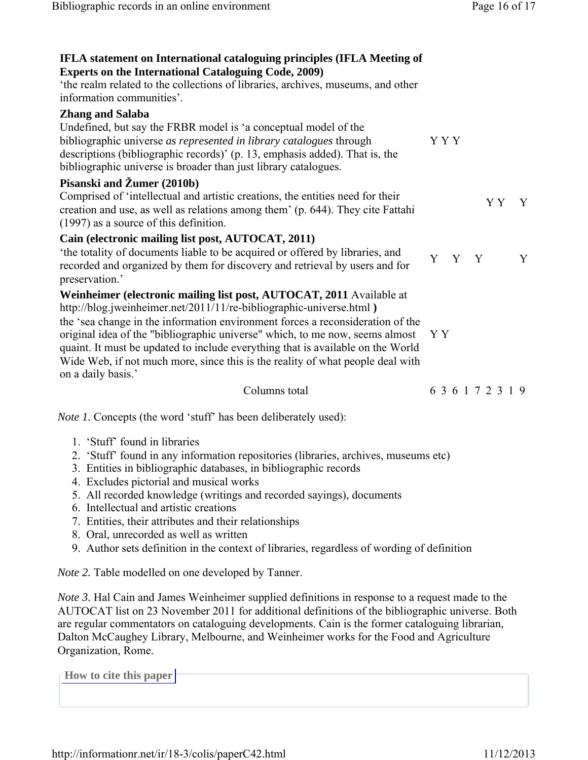| Source and definition | 1 | 2 | 3 | 4 | 5 | 6 | 7 | 8 | 9 |
|---|---|---|---|---|---|---|---|---|---|
| **IFLA statement on International cataloguing principles (IFLA Meeting of Experts on the International Cataloguing Code, 2009)** 'the realm related to the collections of libraries, archives, museums, and other information communities'. | | | | | | | | | |
| **Zhang and Salaba** Undefined, but say the FRBR model is 'a conceptual model of the bibliographic universe *as represented in library catalogues* through descriptions (bibliographic records)' (p. 13, emphasis added). That is, the bibliographic universe is broader than just library catalogues. | Y | Y | Y | | | | | | |
| **Pisanski and Žumer (2010b)** Comprised of 'intellectual and artistic creations, the entities need for their creation and use, as well as relations among them' (p. 644). They cite Fattahi (1997) as a source of this definition. | | | | | | Y | Y | | Y |
| **Cain (electronic mailing list post, AUTOCAT, 2011)** 'the totality of documents liable to be acquired or offered by libraries, and recorded and organized by them for discovery and retrieval by users and for preservation.' | Y | | Y | | Y | | | | Y |
| **Weinheimer (electronic mailing list post, AUTOCAT, 2011** Available at http://blog.jweinheimer.net/2011/11/re-bibliographic-universe.html **)** the 'sea change in the information environment forces a reconsideration of the original idea of the "bibliographic universe" which, to me now, seems almost quaint. It must be updated to include everything that is available on the World Wide Web, if not much more, since this is the reality of what people deal with on a daily basis.' | Y | Y | | | | | | | |
| Columns total | 6 | 3 | 6 | 1 | 7 | 2 | 3 | 1 | 9 |

*Note 1.* Concepts (the word 'stuff' has been deliberately used):

1. 'Stuff' found in libraries
2. 'Stuff' found in any information repositories (libraries, archives, museums etc)
3. Entities in bibliographic databases, in bibliographic records
4. Excludes pictorial and musical works
5. All recorded knowledge (writings and recorded sayings), documents
6. Intellectual and artistic creations
7. Entities, their attributes and their relationships
8. Oral, unrecorded as well as written
9. Author sets definition in the context of libraries, regardless of wording of definition

*Note 2.* Table modelled on one developed by Tanner.

*Note 3.* Hal Cain and James Weinheimer supplied definitions in response to a request made to the AUTOCAT list on 23 November 2011 for additional definitions of the bibliographic universe. Both are regular commentators on cataloguing developments. Cain is the former cataloguing librarian, Dalton McCaughey Library, Melbourne, and Weinheimer works for the Food and Agriculture Organization, Rome.

**How to cite this paper**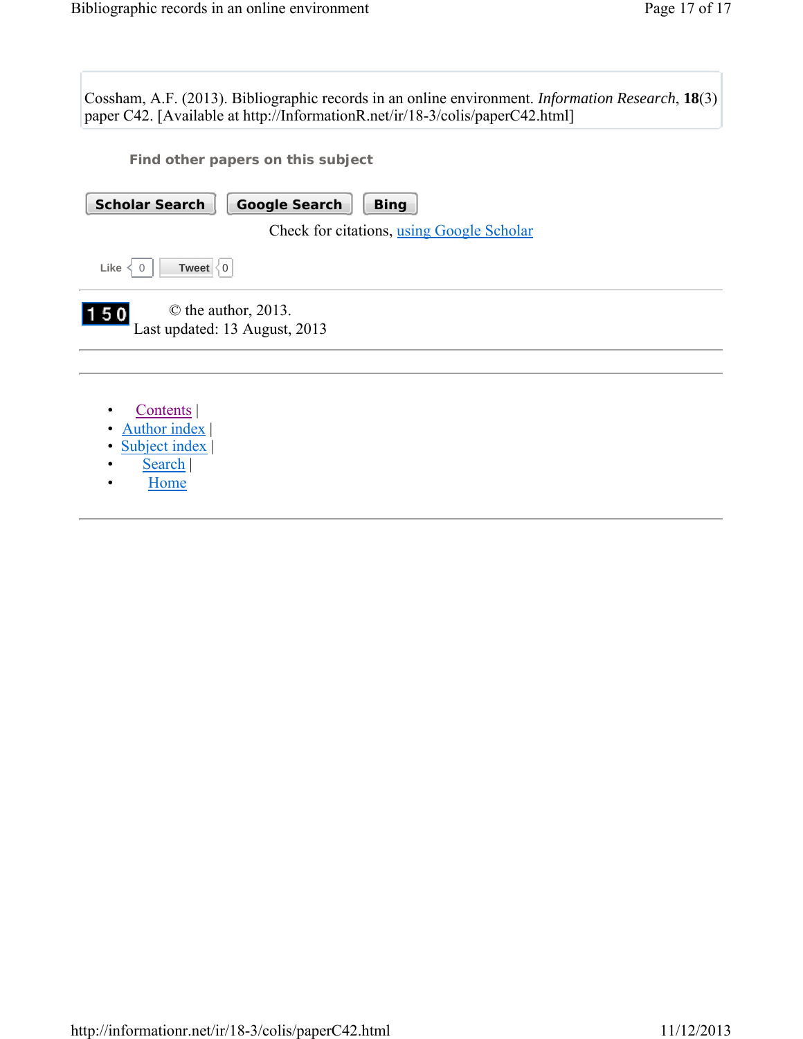Cossham, A.F. (2013). Bibliographic records in an online environment. *Information Research*, **18**(3) paper C42. [Available at http://InformationR.net/ir/18-3/colis/paperC42.html]

**Find other papers on this subject**

Scholar Search | Google Search | Bing

Check for citations, using Google Scholar

Like 0 | Tweet 0

---

150

© the author, 2013.
Last updated: 13 August, 2013

---

- Contents |
- Author index |
- Subject index |
- Search |
- Home